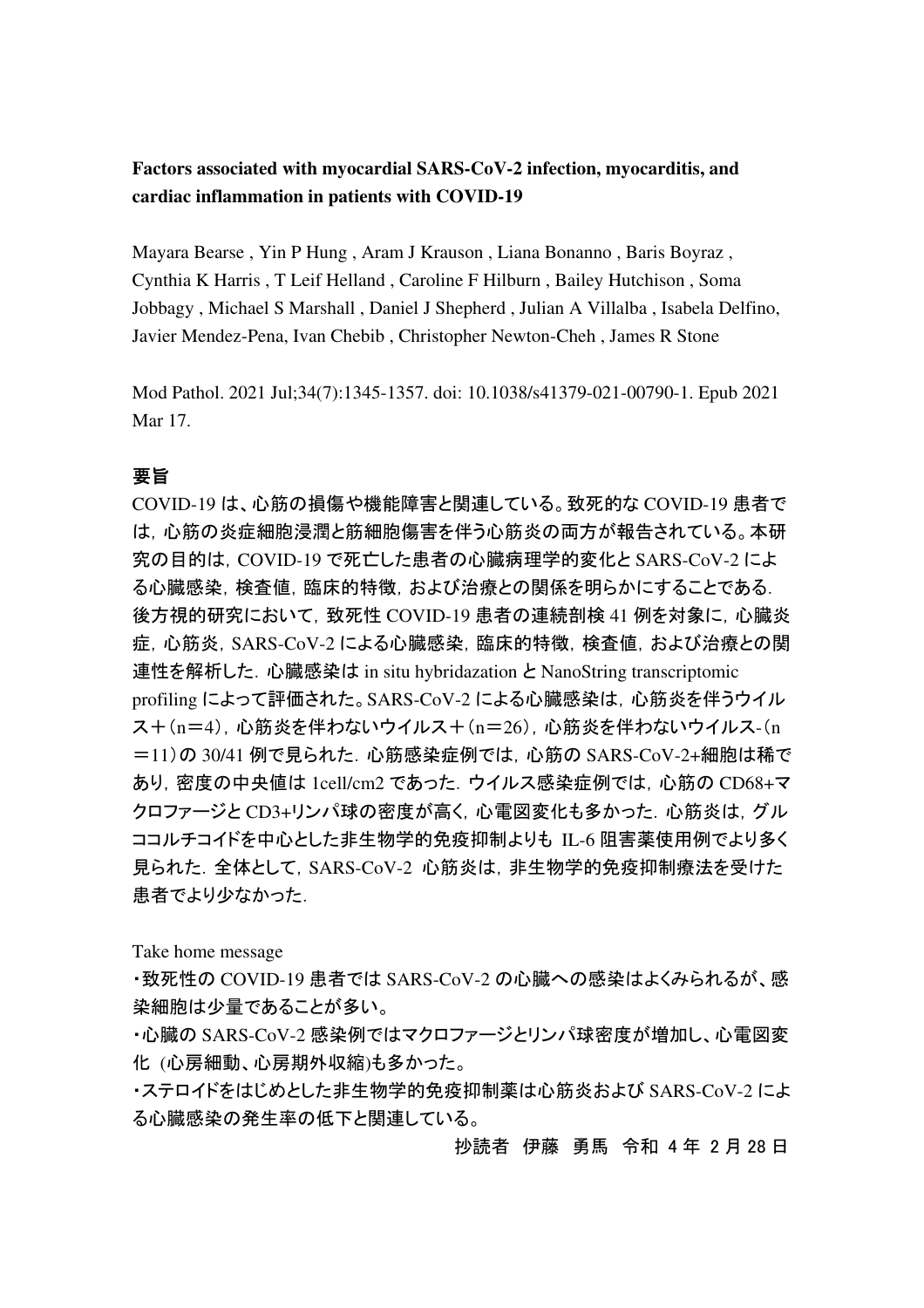**Factors associated with myocardial SARS-CoV-2 infection, myocarditis, and cardiac inflammation in patients with COVID-19**

Mayara Bearse , Yin P Hung , Aram J Krauson , Liana Bonanno , Baris Boyraz , Cynthia K Harris , T Leif Helland , Caroline F Hilburn , Bailey Hutchison , Soma Jobbagy , Michael S Marshall , Daniel J Shepherd , Julian A Villalba , Isabela Delfino, Javier Mendez-Pena, Ivan Chebib , Christopher Newton-Cheh , James R Stone

Mod Pathol. 2021 Jul;34(7):1345-1357. doi: 10.1038/s41379-021-00790-1. Epub 2021 Mar 17.

## 要旨

COVID-19 は、心筋の損傷や機能障害と関連している。致死的な COVID-19 患者では，心筋の炎症細胞浸潤と筋細胞傷害を伴う心筋炎の両方が報告されている。本研究の目的は，COVID-19 で死亡した患者の心臓病理学的変化と SARS-CoV-2 による心臓感染，検査値，臨床的特徴，および治療との関係を明らかにすることである．後方視的研究において，致死性 COVID-19 患者の連続剖検 41 例を対象に，心臓炎症，心筋炎，SARS-CoV-2 による心臓感染，臨床的特徴，検査値，および治療との関連性を解析した．心臓感染は in situ hybridazation と NanoString transcriptomic profiling によって評価された。SARS-CoV-2 による心臓感染は，心筋炎を伴うウイルス＋(n＝4)，心筋炎を伴わないウイルス＋(n＝26)，心筋炎を伴わないウイルス-(n＝11)の 30/41 例で見られた．心筋感染症例では，心筋の SARS-CoV-2+細胞は稀であり，密度の中央値は 1cell/cm2 であった．ウイルス感染症例では，心筋の CD68+マクロファージと CD3+リンパ球の密度が高く，心電図変化も多かった．心筋炎は，グルココルチコイドを中心とした非生物学的免疫抑制よりも IL-6 阻害薬使用例でより多く見られた．全体として，SARS-CoV-2 心筋炎は，非生物学的免疫抑制療法を受けた患者でより少なかった．

Take home message

・致死性の COVID-19 患者では SARS-CoV-2 の心臓への感染はよくみられるが、感染細胞は少量であることが多い。

・心臓の SARS-CoV-2 感染例ではマクロファージとリンパ球密度が増加し、心電図変化 (心房細動、心房期外収縮)も多かった。

・ステロイドをはじめとした非生物学的免疫抑制薬は心筋炎および SARS-CoV-2 による心臓感染の発生率の低下と関連している。

抄読者　伊藤　勇馬　令和 4 年 2 月 28 日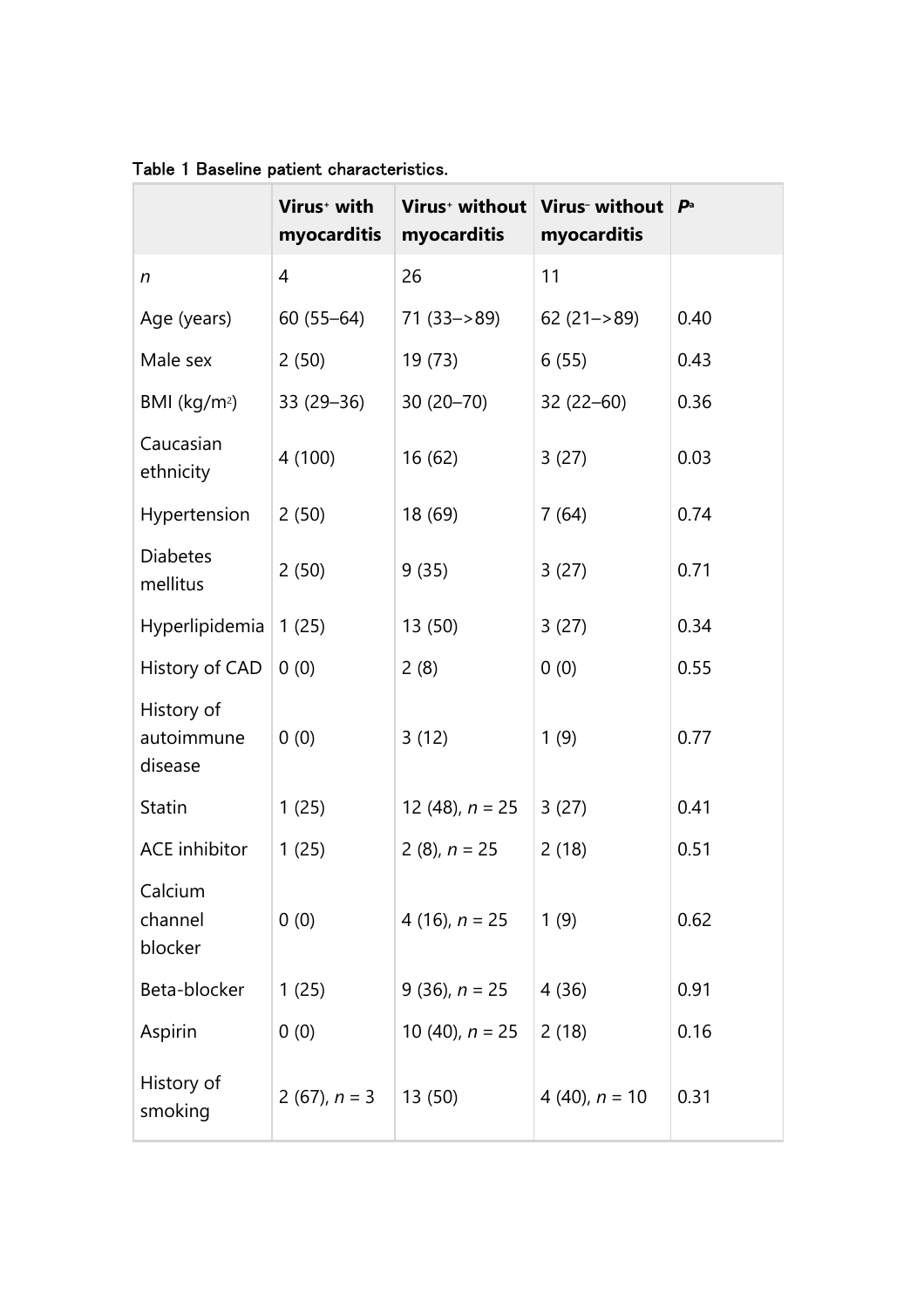Table 1 Baseline patient characteristics.

| | Virus$^{+}$ with myocarditis | Virus$^{+}$ without myocarditis | Virus$^{-}$ without myocarditis | *P*[a] |
|---|---|---|---|---|
| *n* | 4 | 26 | 11 | |
| Age (years) | 60 (55–64) | 71 (33–>89) | 62 (21–>89) | 0.40 |
| Male sex | 2 (50) | 19 (73) | 6 (55) | 0.43 |
| BMI (kg/m$^{2}$) | 33 (29–36) | 30 (20–70) | 32 (22–60) | 0.36 |
| Caucasian ethnicity | 4 (100) | 16 (62) | 3 (27) | 0.03 |
| Hypertension | 2 (50) | 18 (69) | 7 (64) | 0.74 |
| Diabetes mellitus | 2 (50) | 9 (35) | 3 (27) | 0.71 |
| Hyperlipidemia | 1 (25) | 13 (50) | 3 (27) | 0.34 |
| History of CAD | 0 (0) | 2 (8) | 0 (0) | 0.55 |
| History of autoimmune disease | 0 (0) | 3 (12) | 1 (9) | 0.77 |
| Statin | 1 (25) | 12 (48), *n* = 25 | 3 (27) | 0.41 |
| ACE inhibitor | 1 (25) | 2 (8), *n* = 25 | 2 (18) | 0.51 |
| Calcium channel blocker | 0 (0) | 4 (16), *n* = 25 | 1 (9) | 0.62 |
| Beta-blocker | 1 (25) | 9 (36), *n* = 25 | 4 (36) | 0.91 |
| Aspirin | 0 (0) | 10 (40), *n* = 25 | 2 (18) | 0.16 |
| History of smoking | 2 (67), *n* = 3 | 13 (50) | 4 (40), *n* = 10 | 0.31 |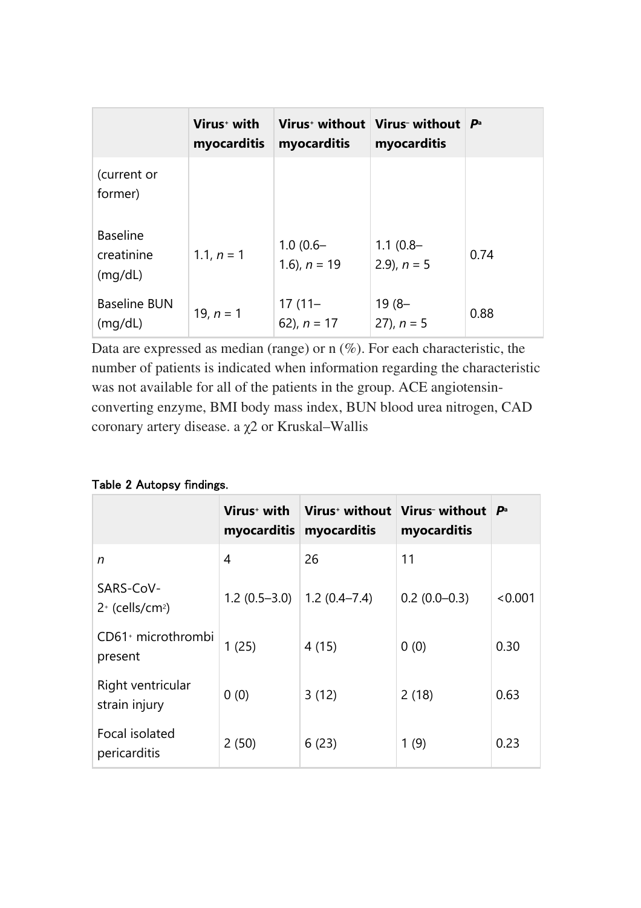| | Virus⁺ with myocarditis | Virus⁺ without myocarditis | Virus⁻ without myocarditis | $P^a$ |
|---|---|---|---|---|
| (current or former) | | | | |
| Baseline creatinine (mg/dL) | 1.1, *n* = 1 | 1.0 (0.6–1.6), *n* = 19 | 1.1 (0.8–2.9), *n* = 5 | 0.74 |
| Baseline BUN (mg/dL) | 19, *n* = 1 | 17 (11–62), *n* = 17 | 19 (8–27), *n* = 5 | 0.88 |

Data are expressed as median (range) or n (%). For each characteristic, the number of patients is indicated when information regarding the characteristic was not available for all of the patients in the group. ACE angiotensin-converting enzyme, BMI body mass index, BUN blood urea nitrogen, CAD coronary artery disease. a $\chi^2$ or Kruskal–Wallis

**Table 2 Autopsy findings.**

| | Virus⁺ with myocarditis | Virus⁺ without myocarditis | Virus⁻ without myocarditis | $P^a$ |
|---|---|---|---|---|
| *n* | 4 | 26 | 11 | |
| SARS-CoV-2⁺ (cells/cm²) | 1.2 (0.5–3.0) | 1.2 (0.4–7.4) | 0.2 (0.0–0.3) | <0.001 |
| CD61⁺ microthrombi present | 1 (25) | 4 (15) | 0 (0) | 0.30 |
| Right ventricular strain injury | 0 (0) | 3 (12) | 2 (18) | 0.63 |
| Focal isolated pericarditis | 2 (50) | 6 (23) | 1 (9) | 0.23 |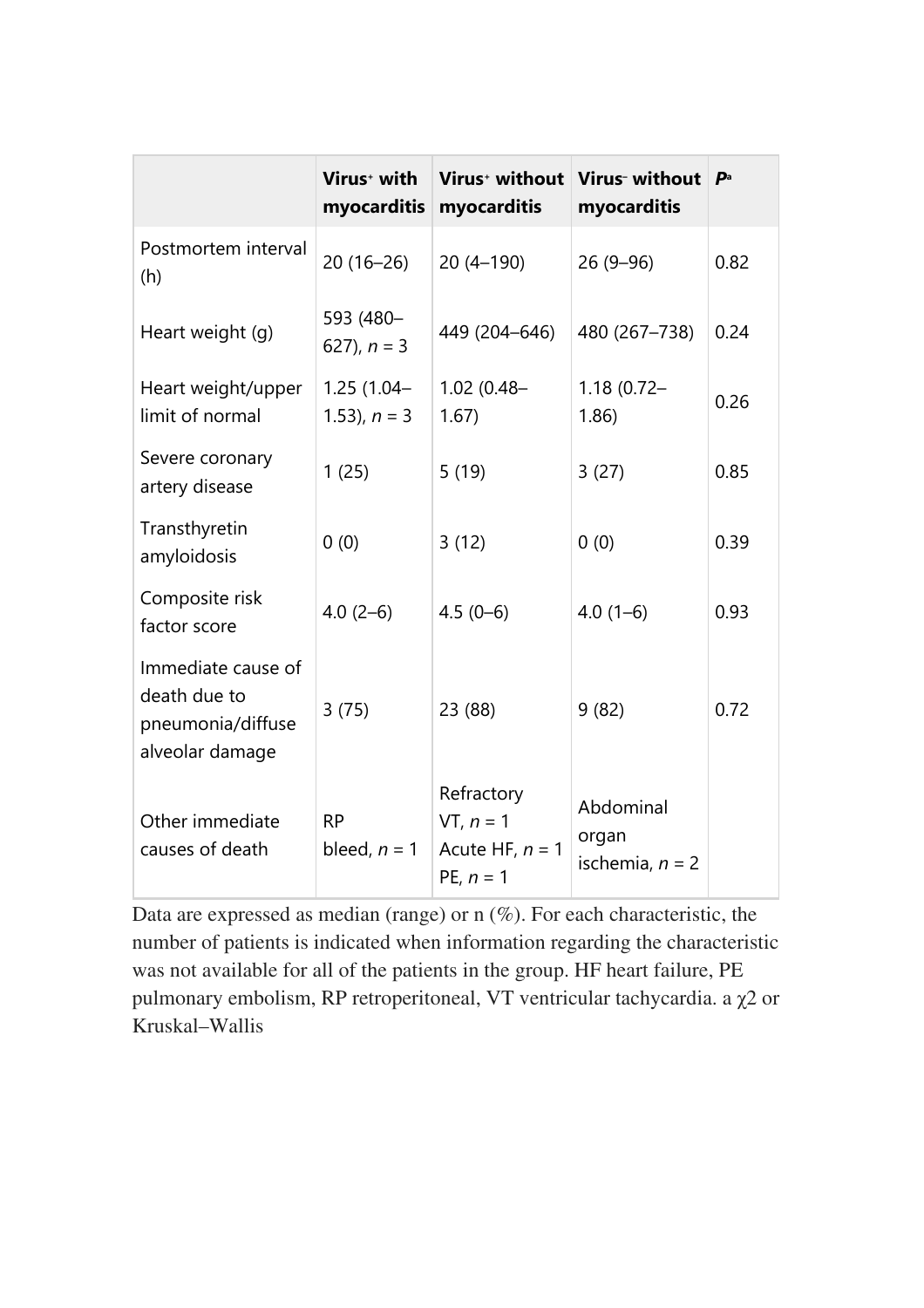| | Virus⁺ with myocarditis | Virus⁺ without myocarditis | Virus⁻ without myocarditis | $P$[a] |
|---|---|---|---|---|
| Postmortem interval (h) | 20 (16–26) | 20 (4–190) | 26 (9–96) | 0.82 |
| Heart weight (g) | 593 (480–627), *n* = 3 | 449 (204–646) | 480 (267–738) | 0.24 |
| Heart weight/upper limit of normal | 1.25 (1.04–1.53), *n* = 3 | 1.02 (0.48–1.67) | 1.18 (0.72–1.86) | 0.26 |
| Severe coronary artery disease | 1 (25) | 5 (19) | 3 (27) | 0.85 |
| Transthyretin amyloidosis | 0 (0) | 3 (12) | 0 (0) | 0.39 |
| Composite risk factor score | 4.0 (2–6) | 4.5 (0–6) | 4.0 (1–6) | 0.93 |
| Immediate cause of death due to pneumonia/diffuse alveolar damage | 3 (75) | 23 (88) | 9 (82) | 0.72 |
| Other immediate causes of death | RP bleed, *n* = 1 | Refractory VT, *n* = 1<br>Acute HF, *n* = 1<br>PE, *n* = 1 | Abdominal organ ischemia, *n* = 2 | |

Data are expressed as median (range) or n (%). For each characteristic, the number of patients is indicated when information regarding the characteristic was not available for all of the patients in the group. HF heart failure, PE pulmonary embolism, RP retroperitoneal, VT ventricular tachycardia. [a] $\chi 2$ or Kruskal–Wallis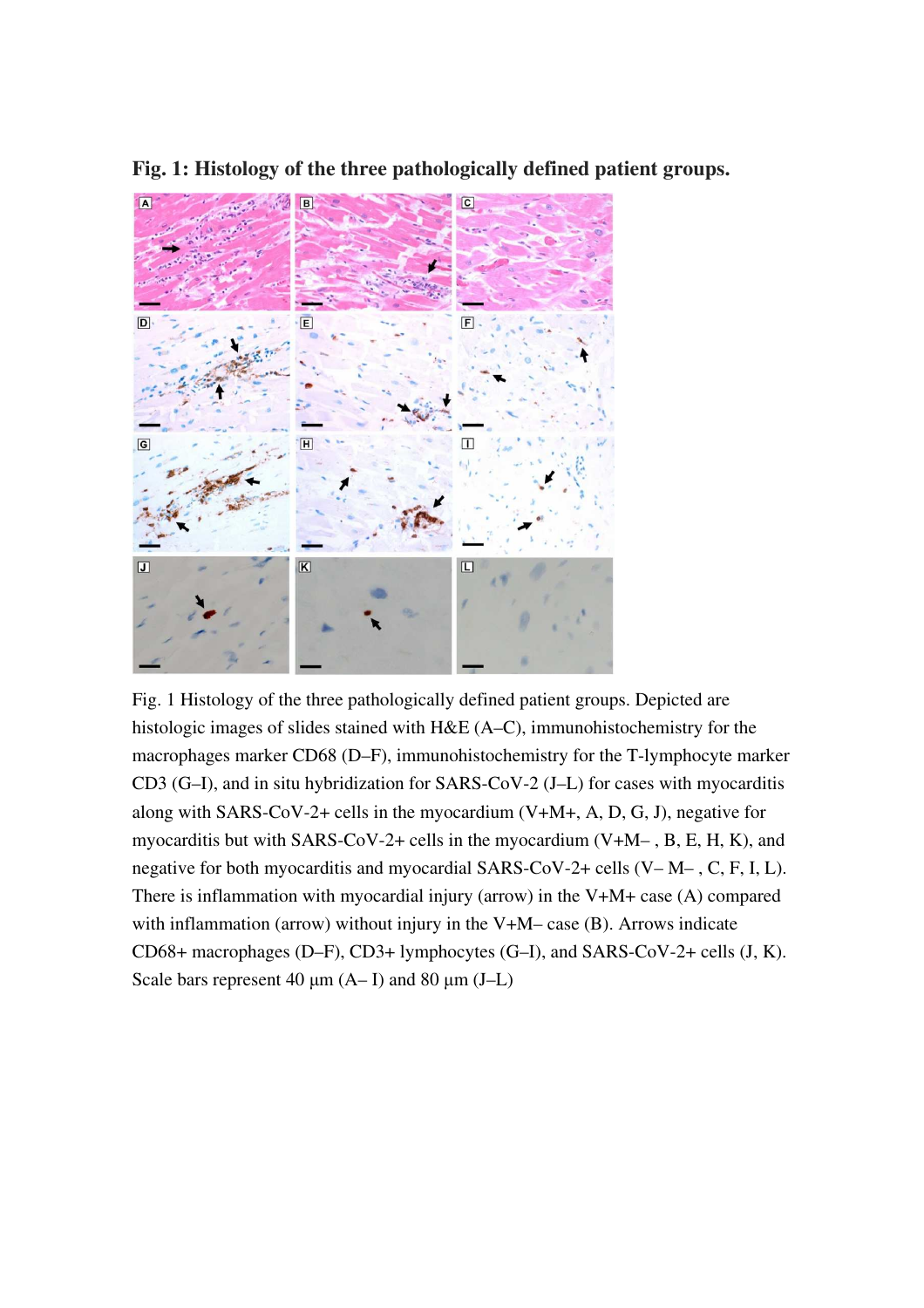**Fig. 1: Histology of the three pathologically defined patient groups.**

Fig. 1 Histology of the three pathologically defined patient groups. Depicted are histologic images of slides stained with H&E (A–C), immunohistochemistry for the macrophages marker CD68 (D–F), immunohistochemistry for the T-lymphocyte marker CD3 (G–I), and in situ hybridization for SARS-CoV-2 (J–L) for cases with myocarditis along with SARS-CoV-2+ cells in the myocardium (V+M+, A, D, G, J), negative for myocarditis but with SARS-CoV-2+ cells in the myocardium (V+M– , B, E, H, K), and negative for both myocarditis and myocardial SARS-CoV-2+ cells (V– M– , C, F, I, L). There is inflammation with myocardial injury (arrow) in the V+M+ case (A) compared with inflammation (arrow) without injury in the V+M– case (B). Arrows indicate CD68+ macrophages (D–F), CD3+ lymphocytes (G–I), and SARS-CoV-2+ cells (J, K). Scale bars represent 40 µm (A– I) and 80 µm (J–L)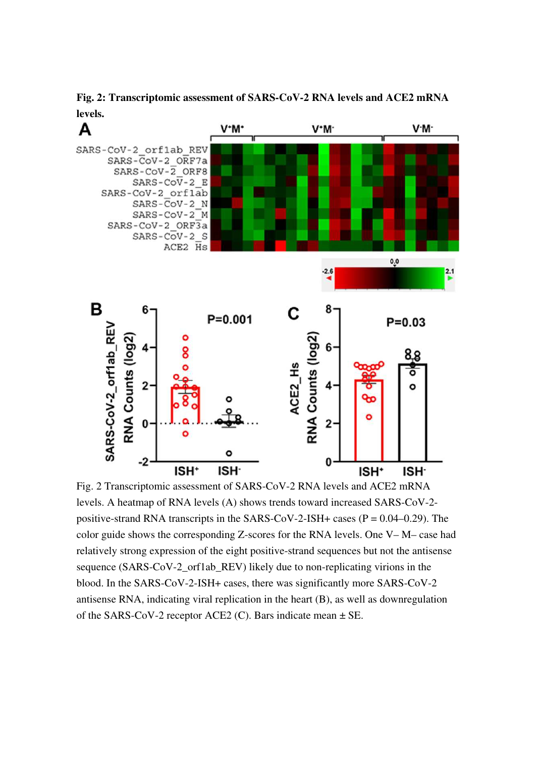**Fig. 2: Transcriptomic assessment of SARS-CoV-2 RNA levels and ACE2 mRNA levels.**

Fig. 2 Transcriptomic assessment of SARS-CoV-2 RNA levels and ACE2 mRNA levels. A heatmap of RNA levels (A) shows trends toward increased SARS-CoV-2-positive-strand RNA transcripts in the SARS-CoV-2-ISH+ cases (P = 0.04–0.29). The color guide shows the corresponding Z-scores for the RNA levels. One V– M– case had relatively strong expression of the eight positive-strand sequences but not the antisense sequence (SARS-CoV-2_orf1ab_REV) likely due to non-replicating virions in the blood. In the SARS-CoV-2-ISH+ cases, there was significantly more SARS-CoV-2 antisense RNA, indicating viral replication in the heart (B), as well as downregulation of the SARS-CoV-2 receptor ACE2 (C). Bars indicate mean ± SE.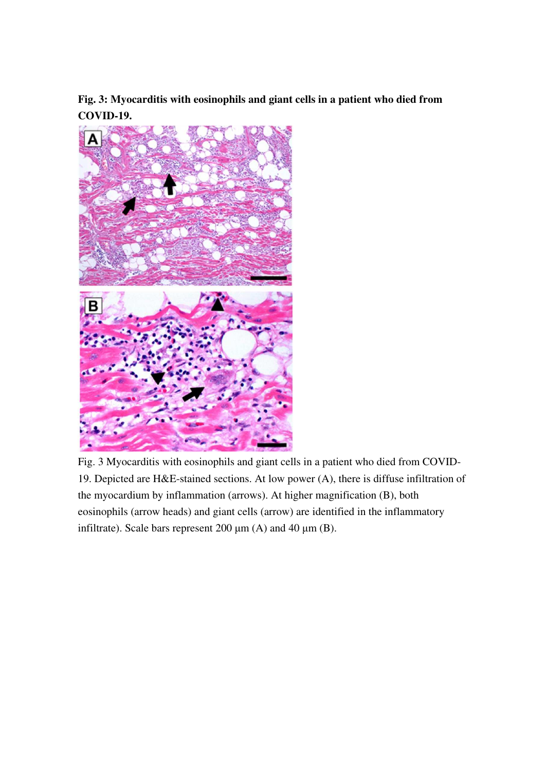**Fig. 3: Myocarditis with eosinophils and giant cells in a patient who died from COVID-19.**

Fig. 3 Myocarditis with eosinophils and giant cells in a patient who died from COVID-19. Depicted are H&E-stained sections. At low power (A), there is diffuse infiltration of the myocardium by inflammation (arrows). At higher magnification (B), both eosinophils (arrow heads) and giant cells (arrow) are identified in the inflammatory infiltrate). Scale bars represent 200 μm (A) and 40 μm (B).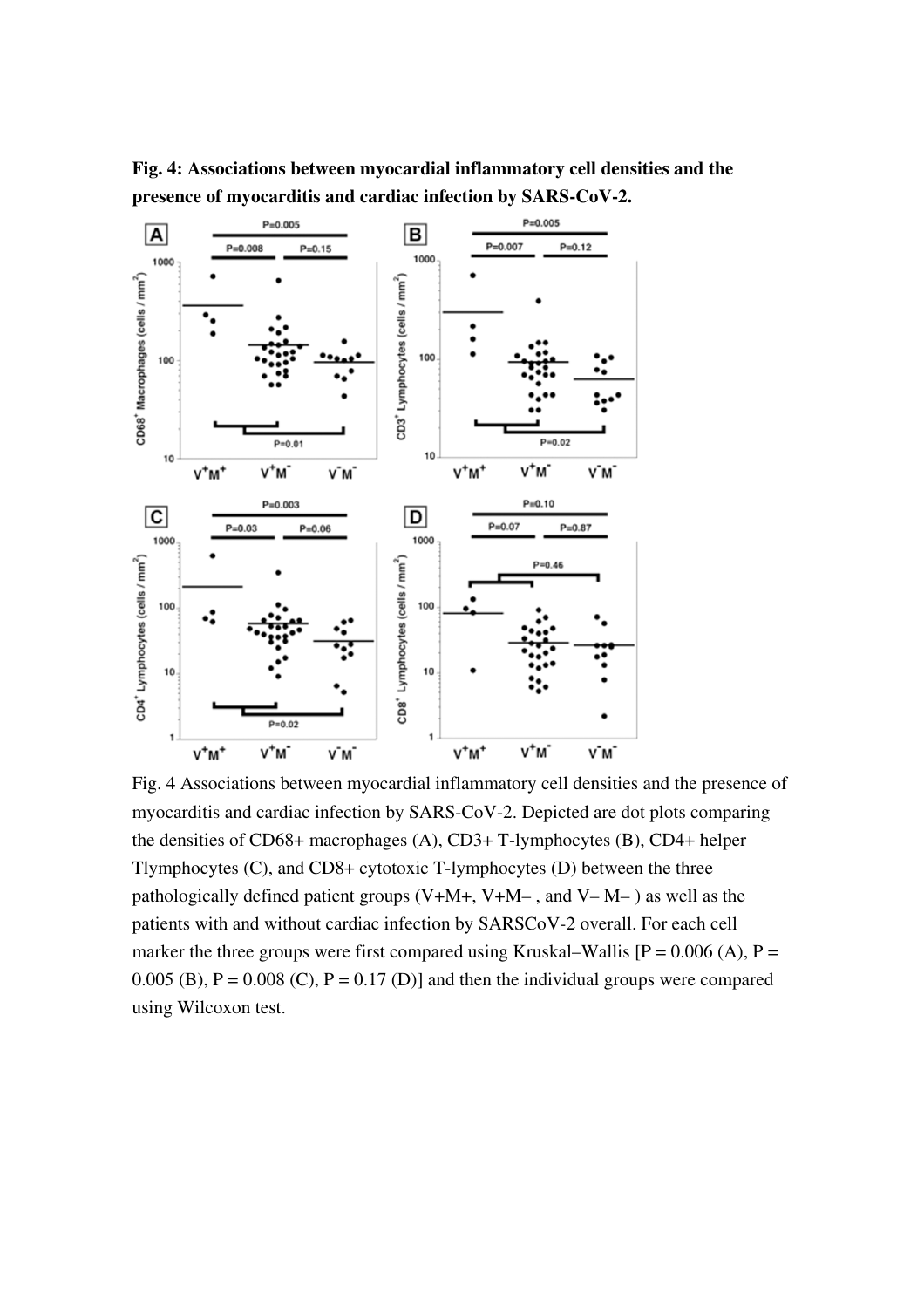**Fig. 4: Associations between myocardial inflammatory cell densities and the presence of myocarditis and cardiac infection by SARS-CoV-2.**

Fig. 4 Associations between myocardial inflammatory cell densities and the presence of myocarditis and cardiac infection by SARS-CoV-2. Depicted are dot plots comparing the densities of CD68+ macrophages (A), CD3+ T-lymphocytes (B), CD4+ helper Tlymphocytes (C), and CD8+ cytotoxic T-lymphocytes (D) between the three pathologically defined patient groups (V+M+, V+M– , and V– M– ) as well as the patients with and without cardiac infection by SARSCoV-2 overall. For each cell marker the three groups were first compared using Kruskal–Wallis [$P = 0.006$ (A), $P = 0.005$ (B), $P = 0.008$ (C), $P = 0.17$ (D)] and then the individual groups were compared using Wilcoxon test.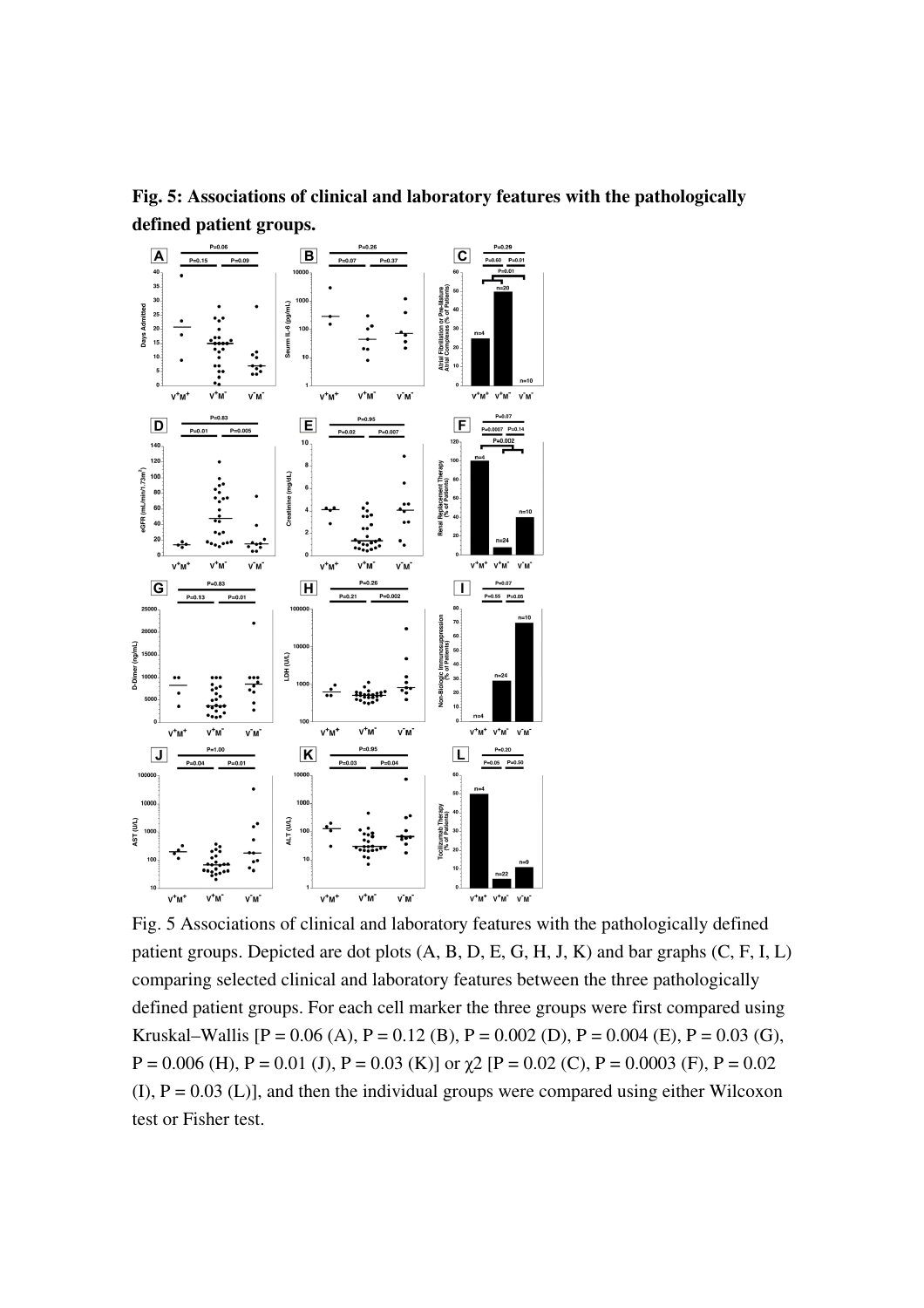**Fig. 5: Associations of clinical and laboratory features with the pathologically defined patient groups.**

Fig. 5 Associations of clinical and laboratory features with the pathologically defined patient groups. Depicted are dot plots (A, B, D, E, G, H, J, K) and bar graphs (C, F, I, L) comparing selected clinical and laboratory features between the three pathologically defined patient groups. For each cell marker the three groups were first compared using Kruskal–Wallis [P = 0.06 (A), P = 0.12 (B), P = 0.002 (D), P = 0.004 (E), P = 0.03 (G), P = 0.006 (H), P = 0.01 (J), P = 0.03 (K)] or $\chi 2$ [P = 0.02 (C), P = 0.0003 (F), P = 0.02 (I), P = 0.03 (L)], and then the individual groups were compared using either Wilcoxon test or Fisher test.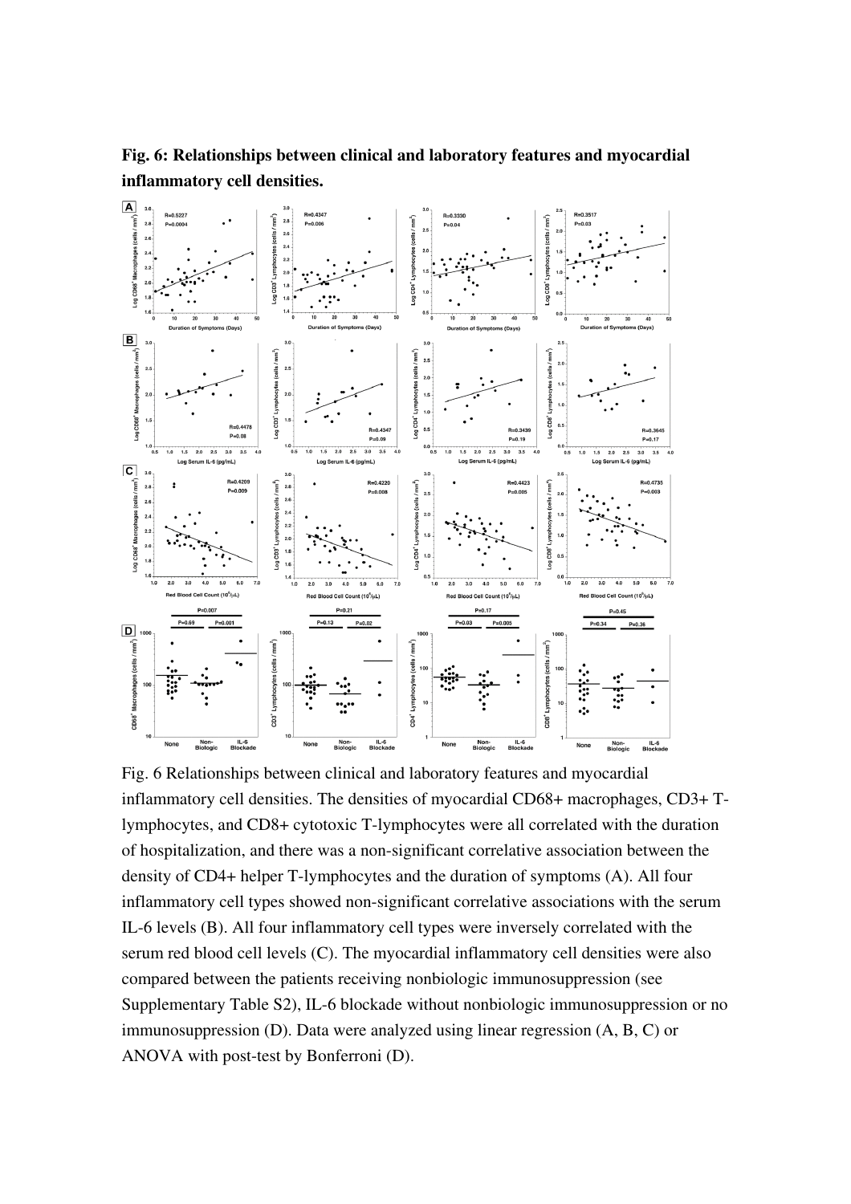**Fig. 6: Relationships between clinical and laboratory features and myocardial inflammatory cell densities.**

A

R=0.5227
P=0.0004

R=0.4347
P=0.006

R=0.3330
P=0.04

R=0.3517
P=0.03

Log CD68⁺ Macrophages (cells / mm²)

Log CD3⁺ Lymphocytes (cells / mm²)

Log CD4⁺ Lymphocytes (cells / mm²)

Log CD8⁺ Lymphocytes (cells / mm²)

Duration of Symptoms (Days)

B

R=0.4478
P=0.08

R=0.4347
P=0.09

R=0.3439
P=0.19

R=0.3645
P=0.17

Log Serum IL-6 (pg/mL)

C

R=0.4209
P=0.009

R=0.4220
P=0.008

R=0.4423
P=0.005

R=0.4735
P=0.003

Red Blood Cell Count (10⁶/μL)

D

P=0.007
P=0.69 P=0.001

P=0.21
P=0.13 P=0.02

P=0.17
P=0.03 P=0.005

P=0.45
P=0.34 P=0.36

CD68⁺ Macrophages (cells / mm²)

CD3⁺ Lymphocytes (cells / mm²)

CD4⁺ Lymphocytes (cells / mm²)

CD8⁺ Lymphocytes (cells / mm²)

None Non-Biologic IL-6 Blockade

Fig. 6 Relationships between clinical and laboratory features and myocardial inflammatory cell densities. The densities of myocardial CD68+ macrophages, CD3+ T-lymphocytes, and CD8+ cytotoxic T-lymphocytes were all correlated with the duration of hospitalization, and there was a non-significant correlative association between the density of CD4+ helper T-lymphocytes and the duration of symptoms (A). All four inflammatory cell types showed non-significant correlative associations with the serum IL-6 levels (B). All four inflammatory cell types were inversely correlated with the serum red blood cell levels (C). The myocardial inflammatory cell densities were also compared between the patients receiving nonbiologic immunosuppression (see Supplementary Table S2), IL-6 blockade without nonbiologic immunosuppression or no immunosuppression (D). Data were analyzed using linear regression (A, B, C) or ANOVA with post-test by Bonferroni (D).